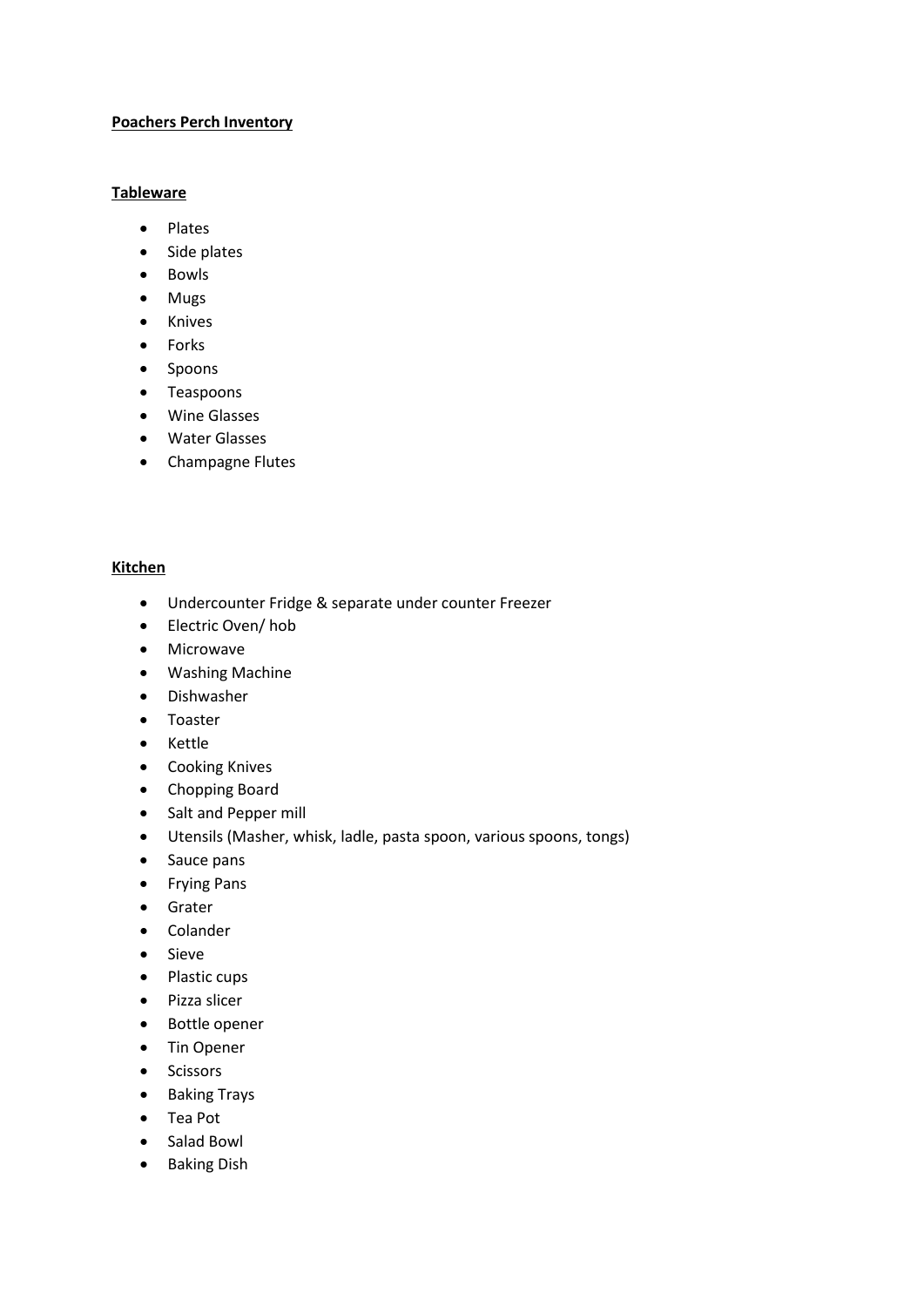**Poachers Perch Inventory**

**Tableware**

- Plates
- Side plates
- Bowls
- Mugs
- Knives
- Forks
- Spoons
- Teaspoons
- Wine Glasses
- Water Glasses
- Champagne Flutes

**Kitchen**

- Undercounter Fridge & separate under counter Freezer
- Electric Oven/ hob
- Microwave
- Washing Machine
- Dishwasher
- Toaster
- Kettle
- Cooking Knives
- Chopping Board
- Salt and Pepper mill
- Utensils (Masher, whisk, ladle, pasta spoon, various spoons, tongs)
- Sauce pans
- Frying Pans
- Grater
- Colander
- Sieve
- Plastic cups
- Pizza slicer
- Bottle opener
- Tin Opener
- Scissors
- Baking Trays
- Tea Pot
- Salad Bowl
- Baking Dish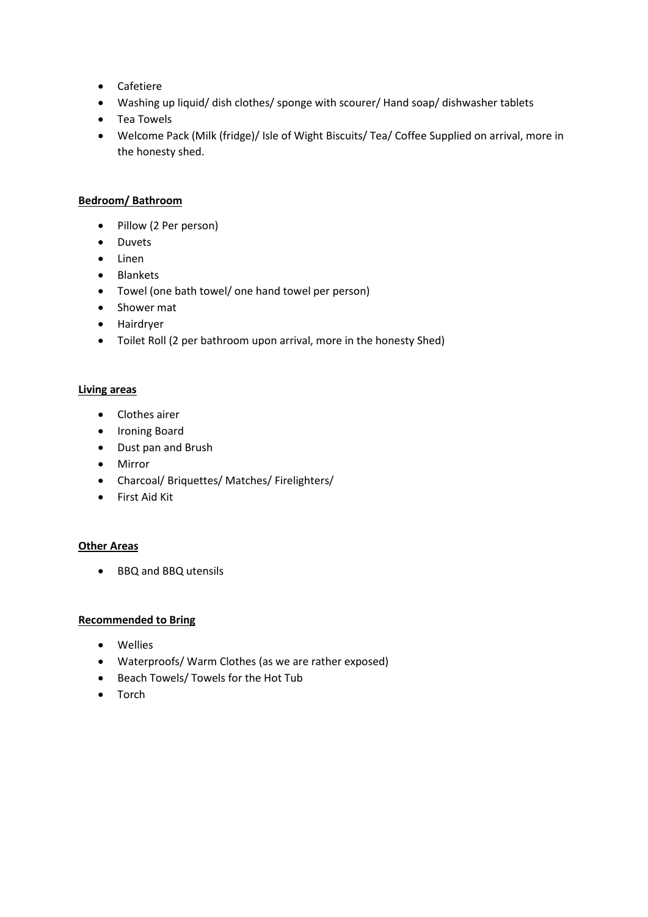- Cafetiere
- Washing up liquid/ dish clothes/ sponge with scourer/ Hand soap/ dishwasher tablets
- Tea Towels
- Welcome Pack (Milk (fridge)/ Isle of Wight Biscuits/ Tea/ Coffee Supplied on arrival, more in the honesty shed.

**Bedroom/ Bathroom**

- Pillow (2 Per person)
- Duvets
- Linen
- Blankets
- Towel (one bath towel/ one hand towel per person)
- Shower mat
- Hairdryer
- Toilet Roll (2 per bathroom upon arrival, more in the honesty Shed)

**Living areas**

- Clothes airer
- Ironing Board
- Dust pan and Brush
- Mirror
- Charcoal/ Briquettes/ Matches/ Firelighters/
- First Aid Kit

**Other Areas**

- BBQ and BBQ utensils

**Recommended to Bring**

- Wellies
- Waterproofs/ Warm Clothes (as we are rather exposed)
- Beach Towels/ Towels for the Hot Tub
- Torch